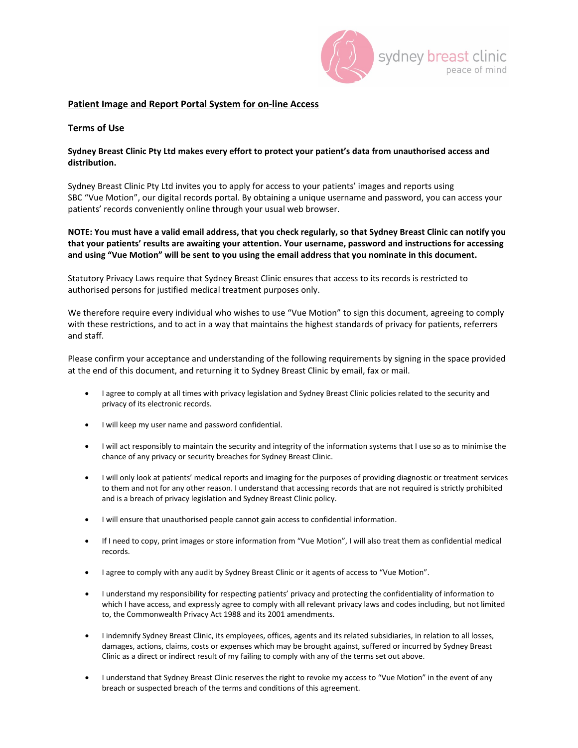sydney breast clinic
peace of mind

## Patient Image and Report Portal System for on-line Access

### Terms of Use

**Sydney Breast Clinic Pty Ltd makes every effort to protect your patient's data from unauthorised access and distribution.**

Sydney Breast Clinic Pty Ltd invites you to apply for access to your patients' images and reports using SBC "Vue Motion", our digital records portal. By obtaining a unique username and password, you can access your patients' records conveniently online through your usual web browser.

**NOTE: You must have a valid email address, that you check regularly, so that Sydney Breast Clinic can notify you that your patients' results are awaiting your attention. Your username, password and instructions for accessing and using "Vue Motion" will be sent to you using the email address that you nominate in this document.**

Statutory Privacy Laws require that Sydney Breast Clinic ensures that access to its records is restricted to authorised persons for justified medical treatment purposes only.

We therefore require every individual who wishes to use "Vue Motion" to sign this document, agreeing to comply with these restrictions, and to act in a way that maintains the highest standards of privacy for patients, referrers and staff.

Please confirm your acceptance and understanding of the following requirements by signing in the space provided at the end of this document, and returning it to Sydney Breast Clinic by email, fax or mail.

- I agree to comply at all times with privacy legislation and Sydney Breast Clinic policies related to the security and privacy of its electronic records.
- I will keep my user name and password confidential.
- I will act responsibly to maintain the security and integrity of the information systems that I use so as to minimise the chance of any privacy or security breaches for Sydney Breast Clinic.
- I will only look at patients' medical reports and imaging for the purposes of providing diagnostic or treatment services to them and not for any other reason. I understand that accessing records that are not required is strictly prohibited and is a breach of privacy legislation and Sydney Breast Clinic policy.
- I will ensure that unauthorised people cannot gain access to confidential information.
- If I need to copy, print images or store information from "Vue Motion", I will also treat them as confidential medical records.
- I agree to comply with any audit by Sydney Breast Clinic or it agents of access to "Vue Motion".
- I understand my responsibility for respecting patients' privacy and protecting the confidentiality of information to which I have access, and expressly agree to comply with all relevant privacy laws and codes including, but not limited to, the Commonwealth Privacy Act 1988 and its 2001 amendments.
- I indemnify Sydney Breast Clinic, its employees, offices, agents and its related subsidiaries, in relation to all losses, damages, actions, claims, costs or expenses which may be brought against, suffered or incurred by Sydney Breast Clinic as a direct or indirect result of my failing to comply with any of the terms set out above.
- I understand that Sydney Breast Clinic reserves the right to revoke my access to "Vue Motion" in the event of any breach or suspected breach of the terms and conditions of this agreement.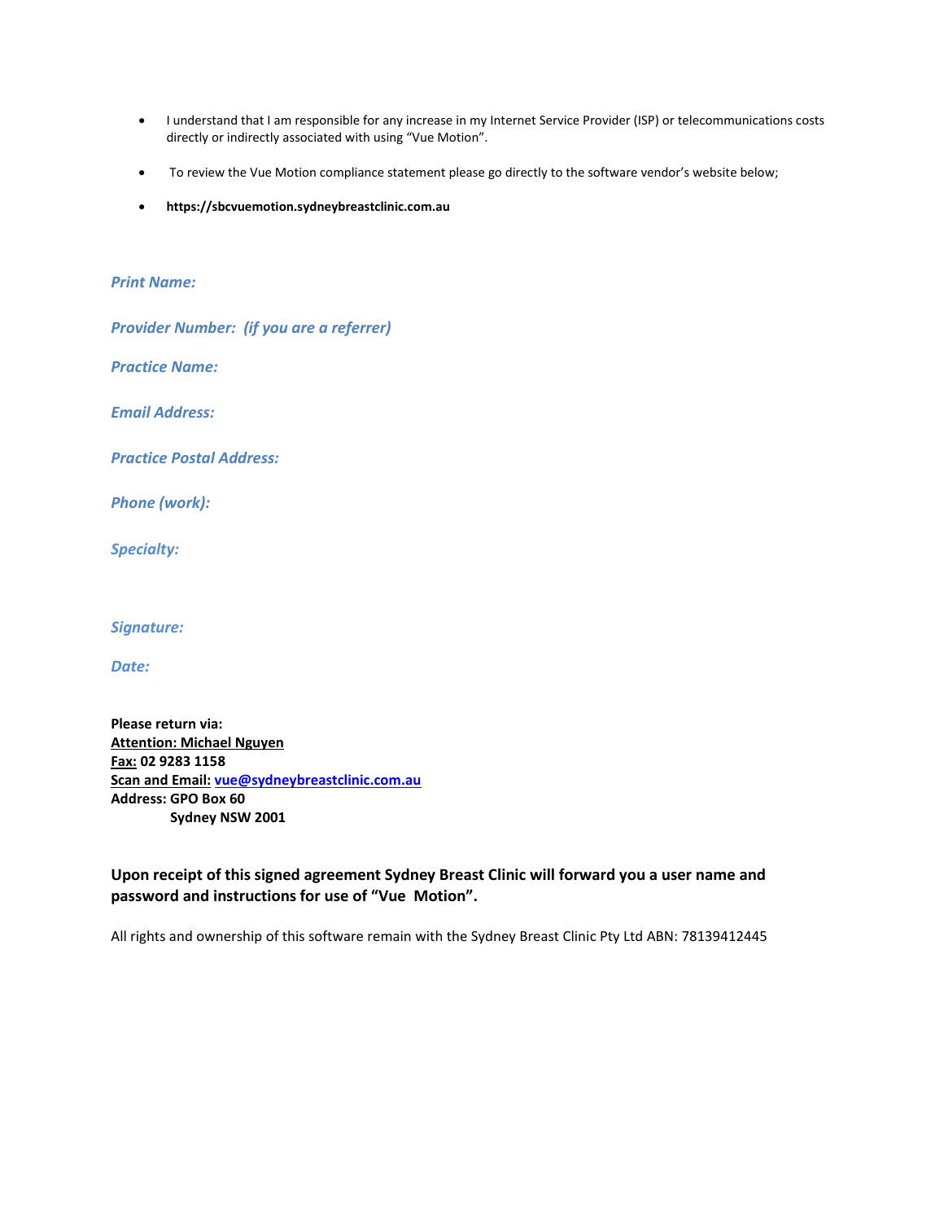- I understand that I am responsible for any increase in my Internet Service Provider (ISP) or telecommunications costs directly or indirectly associated with using "Vue Motion".
- To review the Vue Motion compliance statement please go directly to the software vendor's website below;
- **https://sbcvuemotion.sydneybreastclinic.com.au**

***Print Name:***

***Provider Number: (if you are a referrer)***

***Practice Name:***

***Email Address:***

***Practice Postal Address:***

***Phone (work):***

***Specialty:***

***Signature:***

***Date:***

**Please return via:**
**Attention: Michael Nguyen**
**Fax: 02 9283 1158**
**Scan and Email: vue@sydneybreastclinic.com.au**
**Address: GPO Box 60**
**Sydney NSW 2001**

**Upon receipt of this signed agreement Sydney Breast Clinic will forward you a user name and password and instructions for use of "Vue Motion".**

All rights and ownership of this software remain with the Sydney Breast Clinic Pty Ltd ABN: 78139412445